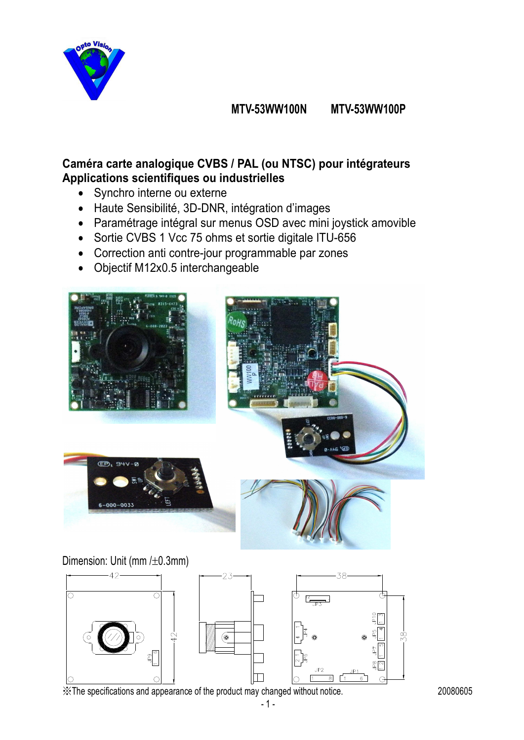**MTV-53WW100N MTV-53WW100P**

## Caméra carte analogique CVBS / PAL (ou NTSC) pour intégrateurs
## Applications scientifiques ou industrielles

- Synchro interne ou externe
- Haute Sensibilité, 3D-DNR, intégration d'images
- Paramétrage intégral sur menus OSD avec mini joystick amovible
- Sortie CVBS 1 Vcc 75 ohms et sortie digitale ITU-656
- Correction anti contre-jour programmable par zones
- Objectif M12x0.5 interchangeable

Dimension: Unit (mm /±0.3mm)

※The specifications and appearance of the product may changed without notice.

20080605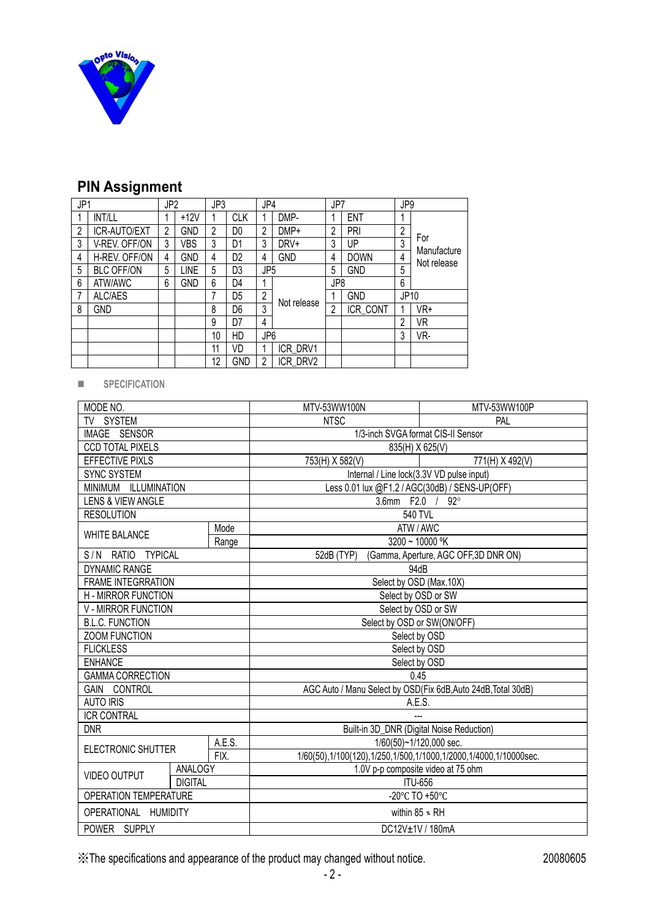## PIN Assignment

| JP1 | | JP2 | | JP3 | | JP4 | | JP7 | | JP9 | |
|---|---|---|---|---|---|---|---|---|---|---|---|
| 1 | INT/LL | 1 | +12V | 1 | CLK | 1 | DMP- | 1 | ENT | 1 | For Manufacture Not release |
| 2 | ICR-AUTO/EXT | 2 | GND | 2 | D0 | 2 | DMP+ | 2 | PRI | 2 | |
| 3 | V-REV. OFF/ON | 3 | VBS | 3 | D1 | 3 | DRV+ | 3 | UP | 3 | |
| 4 | H-REV. OFF/ON | 4 | GND | 4 | D2 | 4 | GND | 4 | DOWN | 4 | |
| 5 | BLC OFF/ON | 5 | LINE | 5 | D3 | JP5 | | 5 | GND | 5 | |
| 6 | ATW/AWC | 6 | GND | 6 | D4 | 1 | Not release | JP8 | | 6 | |
| 7 | ALC/AES | | | 7 | D5 | 2 | | 1 | GND | JP10 | |
| 8 | GND | | | 8 | D6 | 3 | | 2 | ICR_CONT | 1 | VR+ |
| | | | | 9 | D7 | 4 | | | | 2 | VR |
| | | | | 10 | HD | JP6 | | | | 3 | VR- |
| | | | | 11 | VD | 1 | ICR_DRV1 | | | | |
| | | | | 12 | GND | 2 | ICR_DRV2 | | | | |

■ **SPECIFICATION**

| | | | |
|---|---|---|---|
| MODE NO. | | MTV-53WW100N | MTV-53WW100P |
| TV SYSTEM | | NTSC | PAL |
| IMAGE SENSOR | | 1/3-inch SVGA format CIS-II Sensor | |
| CCD TOTAL PIXELS | | 835(H) X 625(V) | |
| EFFECTIVE PIXLS | | 753(H) X 582(V) | 771(H) X 492(V) |
| SYNC SYSTEM | | Internal / Line lock(3.3V VD pulse input) | |
| MINIMUM ILLUMINATION | | Less 0.01 lux @F1.2 / AGC(30dB) / SENS-UP(OFF) | |
| LENS & VIEW ANGLE | | 3.6mm F2.0 / 92° | |
| RESOLUTION | | 540 TVL | |
| WHITE BALANCE | Mode | ATW / AWC | |
| | Range | 3200 ~ 10000 ºK | |
| S / N RATIO TYPICAL | | 52dB (TYP) (Gamma, Aperture, AGC OFF,3D DNR ON) | |
| DYNAMIC RANGE | | 94dB | |
| FRAME INTEGRRATION | | Select by OSD (Max.10X) | |
| H - MIRROR FUNCTION | | Select by OSD or SW | |
| V - MIRROR FUNCTION | | Select by OSD or SW | |
| B.L.C. FUNCTION | | Select by OSD or SW(ON/OFF) | |
| ZOOM FUNCTION | | Select by OSD | |
| FLICKLESS | | Select by OSD | |
| ENHANCE | | Select by OSD | |
| GAMMA CORRECTION | | 0.45 | |
| GAIN CONTROL | | AGC Auto / Manu Select by OSD(Fix 6dB,Auto 24dB,Total 30dB) | |
| AUTO IRIS | | A.E.S. | |
| ICR CONTRAL | | --- | |
| DNR | | Built-in 3D_DNR (Digital Noise Reduction) | |
| ELECTRONIC SHUTTER | A.E.S. | 1/60(50)~1/120,000 sec. | |
| | FIX. | 1/60(50),1/100(120),1/250,1/500,1/1000,1/2000,1/4000,1/10000sec. | |
| VIDEO OUTPUT | ANALOGY | 1.0V p-p composite video at 75 ohm | |
| | DIGITAL | ITU-656 | |
| OPERATION TEMPERATURE | | -20℃ TO +50℃ | |
| OPERATIONAL HUMIDITY | | within 85 ﹪ RH | |
| POWER SUPPLY | | DC12V±1V / 180mA | |

※The specifications and appearance of the product may changed without notice. 20080605